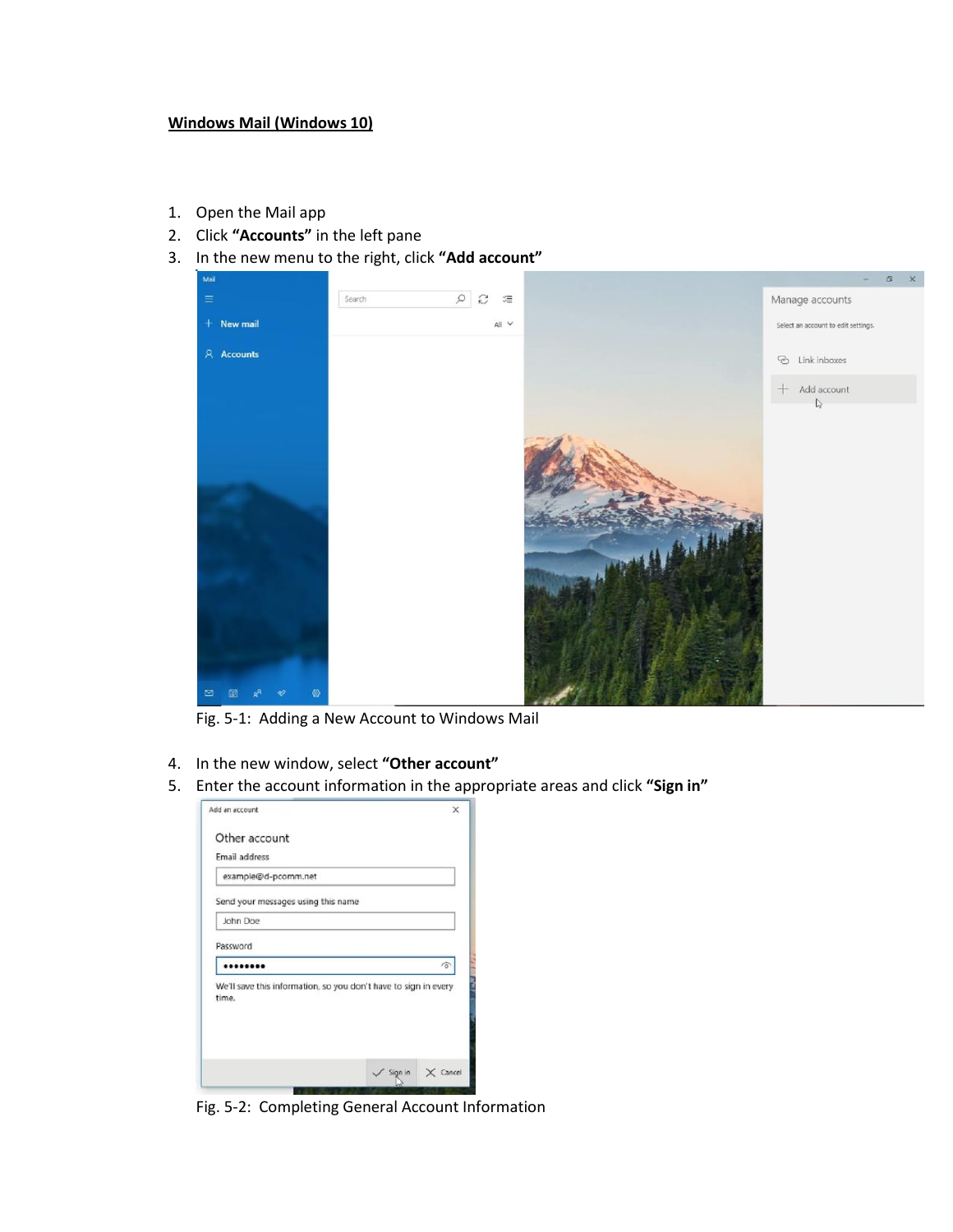**Windows Mail (Windows 10)**

1. Open the Mail app
2. Click **"Accounts"** in the left pane
3. In the new menu to the right, click **"Add account"**

Fig. 5-1: Adding a New Account to Windows Mail

4. In the new window, select **"Other account"**
5. Enter the account information in the appropriate areas and click **"Sign in"**

Fig. 5-2: Completing General Account Information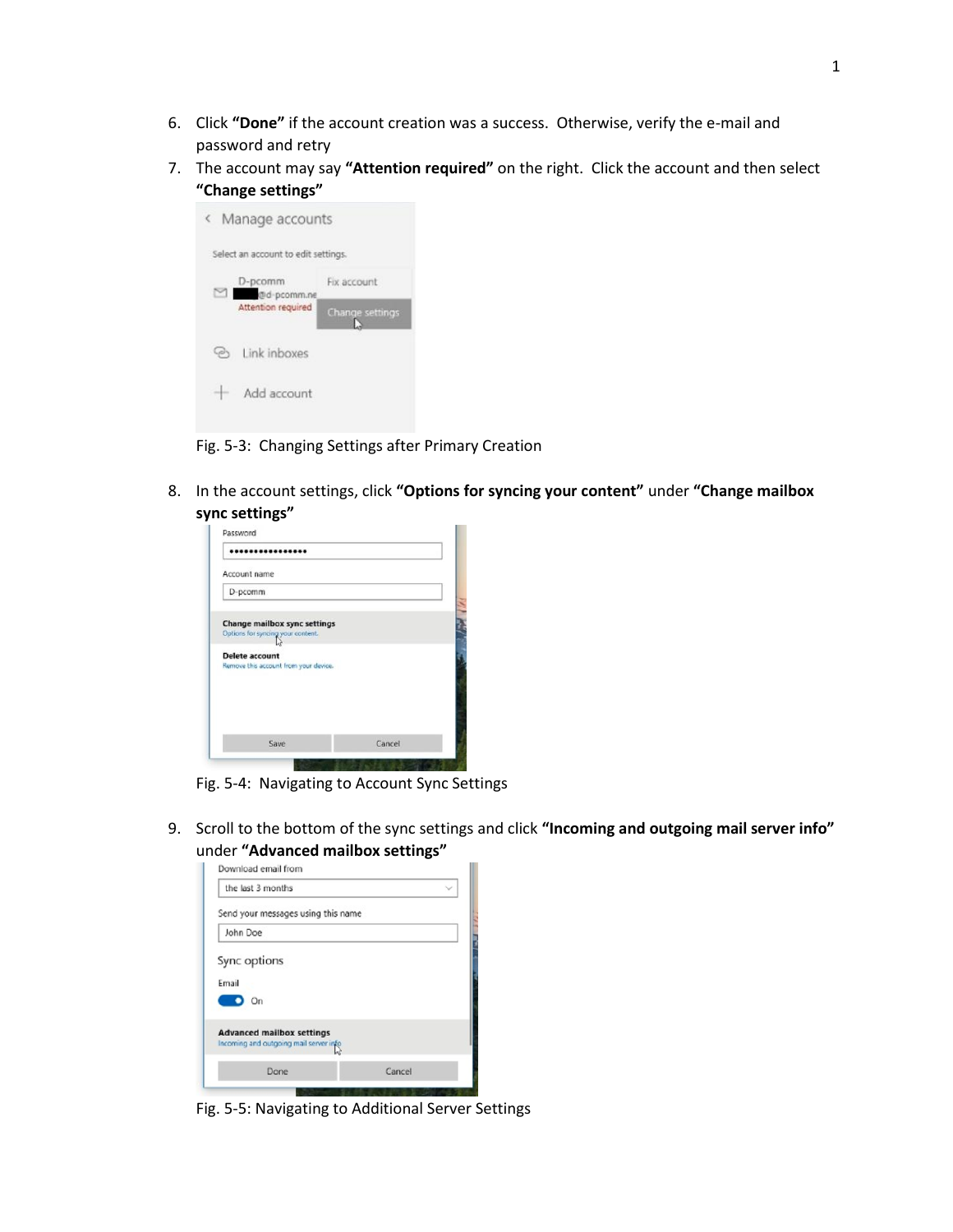6. Click **"Done"** if the account creation was a success. Otherwise, verify the e-mail and password and retry
7. The account may say **"Attention required"** on the right. Click the account and then select **"Change settings"**

Fig. 5-3: Changing Settings after Primary Creation

8. In the account settings, click **"Options for syncing your content"** under **"Change mailbox sync settings"**

Fig. 5-4: Navigating to Account Sync Settings

9. Scroll to the bottom of the sync settings and click **"Incoming and outgoing mail server info"** under **"Advanced mailbox settings"**

Fig. 5-5: Navigating to Additional Server Settings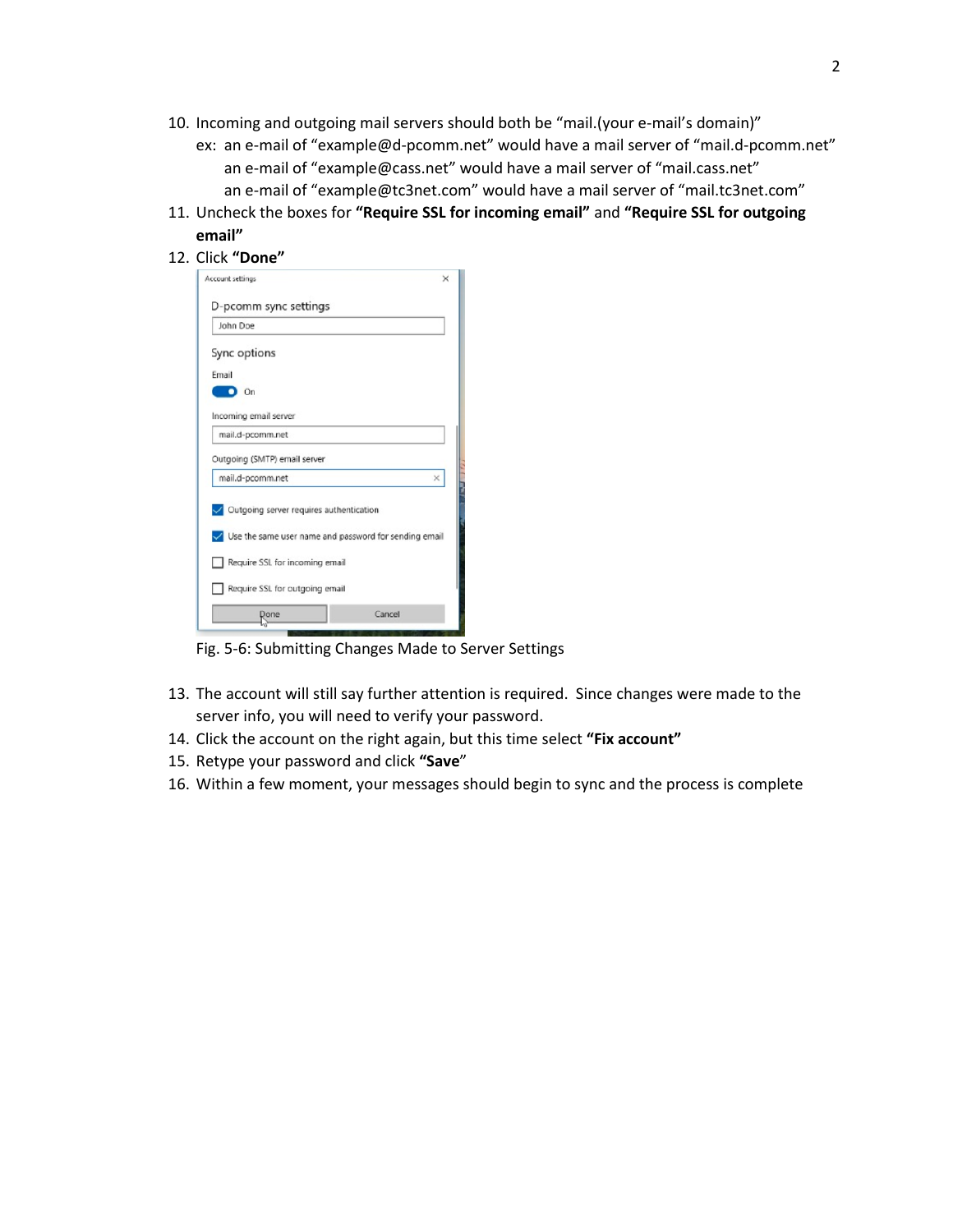10. Incoming and outgoing mail servers should both be "mail.(your e-mail's domain)"
    ex: an e-mail of "example@d-pcomm.net" would have a mail server of "mail.d-pcomm.net"
        an e-mail of "example@cass.net" would have a mail server of "mail.cass.net"
        an e-mail of "example@tc3net.com" would have a mail server of "mail.tc3net.com"
11. Uncheck the boxes for **"Require SSL for incoming email"** and **"Require SSL for outgoing email"**
12. Click **"Done"**

Fig. 5-6: Submitting Changes Made to Server Settings

13. The account will still say further attention is required. Since changes were made to the server info, you will need to verify your password.
14. Click the account on the right again, but this time select **"Fix account"**
15. Retype your password and click **"Save"**
16. Within a few moment, your messages should begin to sync and the process is complete